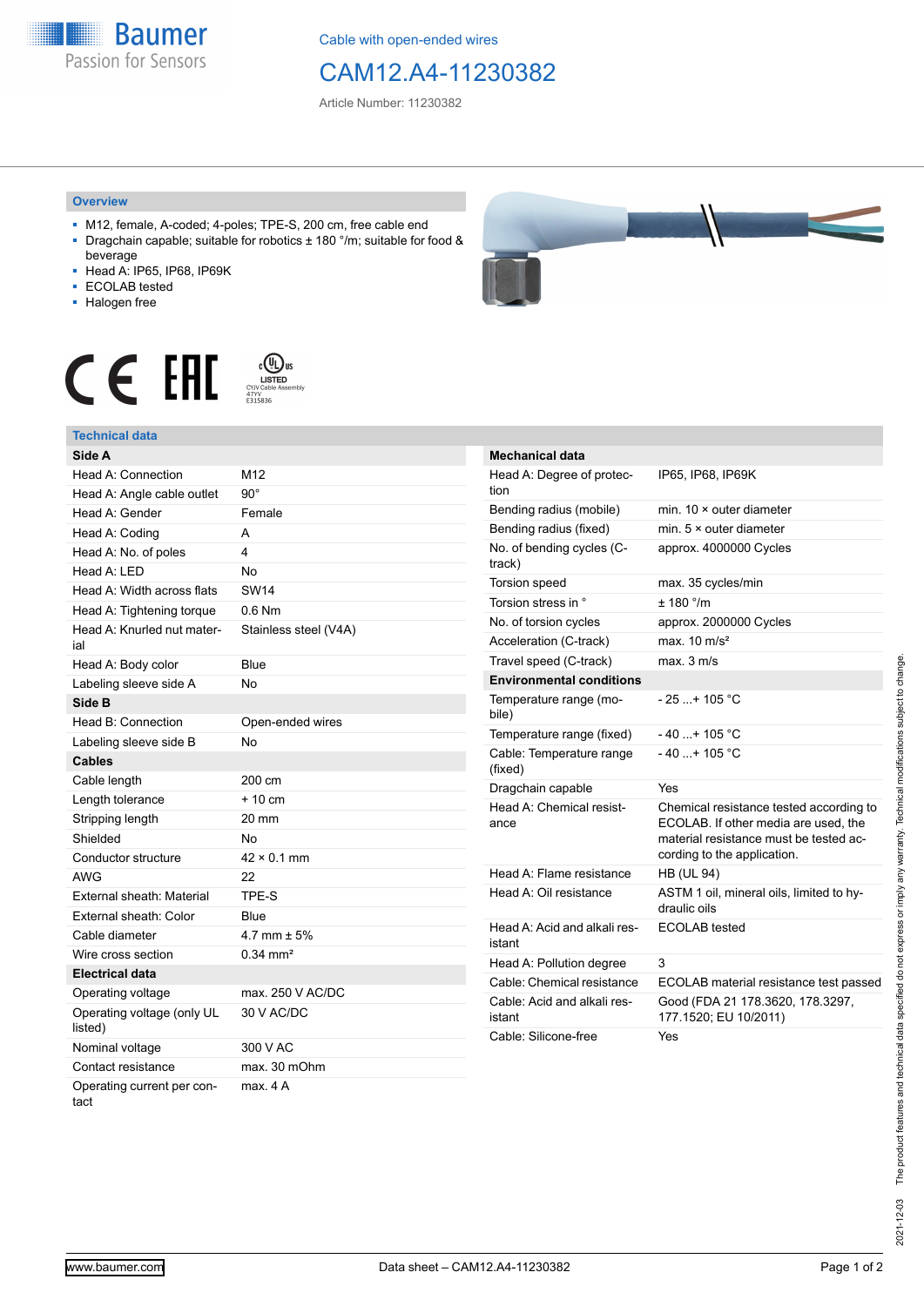Cable with open-ended wires

# CAM12.A4-11230382

Article Number: 11230382

## Overview

- M12, female, A-coded; 4-poles; TPE-S, 200 cm, free cable end
- Dragchain capable; suitable for robotics ± 180 °/m; suitable for food & beverage
- Head A: IP65, IP68, IP69K
- ECOLAB tested
- Halogen free

## Technical data

| Side A | |
|---|---|
| Head A: Connection | M12 |
| Head A: Angle cable outlet | 90° |
| Head A: Gender | Female |
| Head A: Coding | A |
| Head A: No. of poles | 4 |
| Head A: LED | No |
| Head A: Width across flats | SW14 |
| Head A: Tightening torque | 0.6 Nm |
| Head A: Knurled nut material | Stainless steel (V4A) |
| Head A: Body color | Blue |
| Labeling sleeve side A | No |
| **Side B** | |
| Head B: Connection | Open-ended wires |
| Labeling sleeve side B | No |
| **Cables** | |
| Cable length | 200 cm |
| Length tolerance | + 10 cm |
| Stripping length | 20 mm |
| Shielded | No |
| Conductor structure | 42 × 0.1 mm |
| AWG | 22 |
| External sheath: Material | TPE-S |
| External sheath: Color | Blue |
| Cable diameter | 4.7 mm ± 5% |
| Wire cross section | 0.34 mm² |
| **Electrical data** | |
| Operating voltage | max. 250 V AC/DC |
| Operating voltage (only UL listed) | 30 V AC/DC |
| Nominal voltage | 300 V AC |
| Contact resistance | max. 30 mOhm |
| Operating current per contact | max. 4 A |

| Mechanical data | |
|---|---|
| Head A: Degree of protection | IP65, IP68, IP69K |
| Bending radius (mobile) | min. 10 × outer diameter |
| Bending radius (fixed) | min. 5 × outer diameter |
| No. of bending cycles (C-track) | approx. 4000000 Cycles |
| Torsion speed | max. 35 cycles/min |
| Torsion stress in ° | ± 180 °/m |
| No. of torsion cycles | approx. 2000000 Cycles |
| Acceleration (C-track) | max. 10 m/s² |
| Travel speed (C-track) | max. 3 m/s |
| **Environmental conditions** | |
| Temperature range (mobile) | - 25 ...+ 105 °C |
| Temperature range (fixed) | - 40 ...+ 105 °C |
| Cable: Temperature range (fixed) | - 40 ...+ 105 °C |
| Dragchain capable | Yes |
| Head A: Chemical resistance | Chemical resistance tested according to ECOLAB. If other media are used, the material resistance must be tested according to the application. |
| Head A: Flame resistance | HB (UL 94) |
| Head A: Oil resistance | ASTM 1 oil, mineral oils, limited to hydraulic oils |
| Head A: Acid and alkali resistant | ECOLAB tested |
| Head A: Pollution degree | 3 |
| Cable: Chemical resistance | ECOLAB material resistance test passed |
| Cable: Acid and alkali resistant | Good (FDA 21 178.3620, 178.3297, 177.1520; EU 10/2011) |
| Cable: Silicone-free | Yes |

2021-12-03 The product features and technical data specified do not express or imply any warranty. Technical modifications subject to change.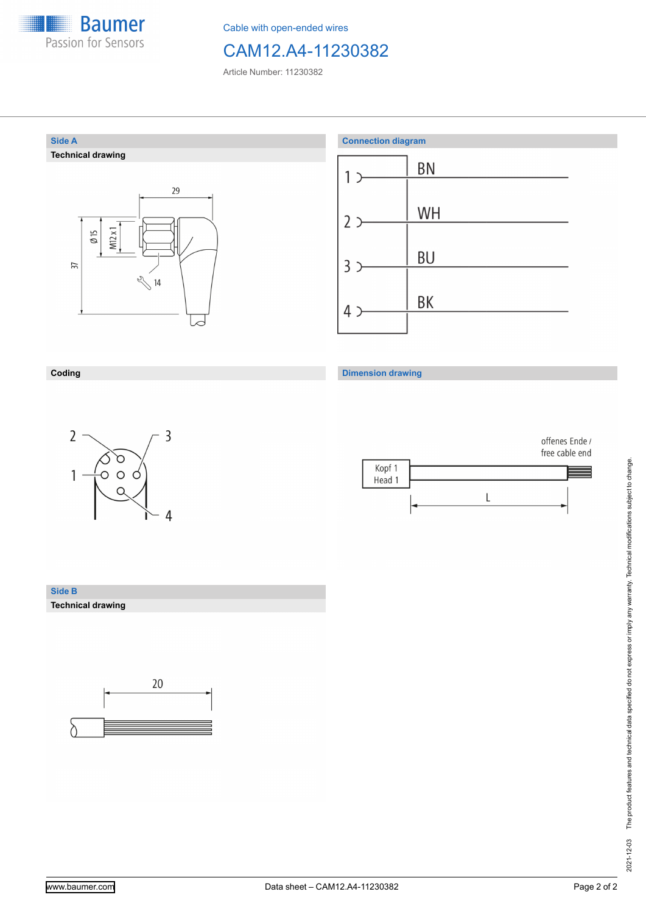Cable with open-ended wires

# CAM12.A4-11230382

Article Number: 11230382

## Side A

### Technical drawing

29

Ø 15

M12 x 1

37

14

## Connection diagram

1 BN

2 WH

3 BU

4 BK

### Coding

2
3
1
4

## Dimension drawing

offenes Ende / free cable end

Kopf 1
Head 1

L

## Side B

### Technical drawing

20

2021-12-03 The product features and technical data specified do not express or imply any warranty. Technical modifications subject to change.

www.baumer.com

Data sheet – CAM12.A4-11230382